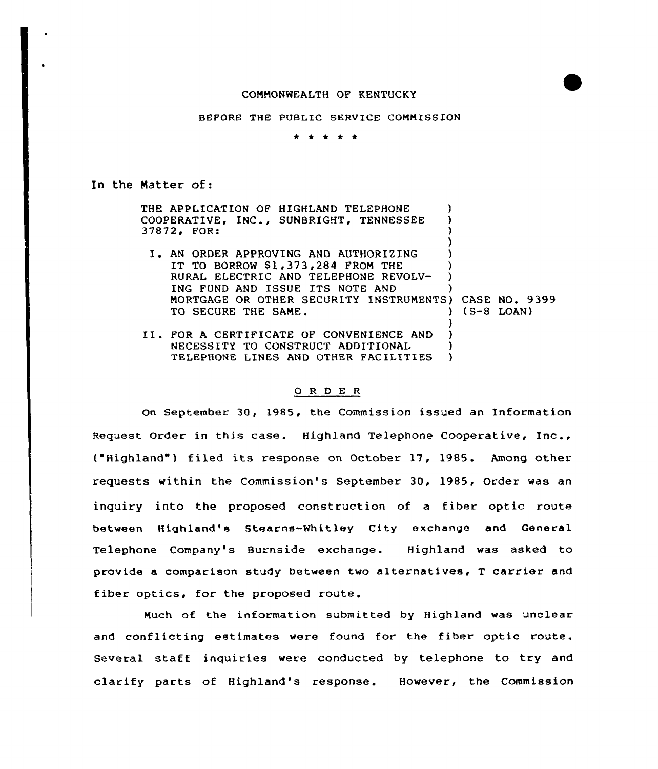COMMONWEALTH OF KENTUCKY

BEFORE THE PUBLIC SERVICE COMMISSION

\* \* \* \* \*

In the Matter of:

| | |
|---|---|
| THE APPLICATION OF HIGHLAND TELEPHONE COOPERATIVE, INC., SUNBRIGHT, TENNESSEE 37872, FOR: | |
| I. AN ORDER APPROVING AND AUTHORIZING IT TO BORROW $1,373,284 FROM THE RURAL ELECTRIC AND TELEPHONE REVOLVING FUND AND ISSUE ITS NOTE AND MORTGAGE OR OTHER SECURITY INSTRUMENTS TO SECURE THE SAME. | CASE NO. 9399 (S-8 LOAN) |
| II. FOR A CERTIFICATE OF CONVENIENCE AND NECESSITY TO CONSTRUCT ADDITIONAL TELEPHONE LINES AND OTHER FACILITIES | |

## O R D E R

On September 30, 1985, the Commission issued an Information Request Order in this case. Highland Telephone Cooperative, Inc., ("Highland") filed its response on October 17, 1985. Among other requests within the Commission's September 30, 1985, Order was an inquiry into the proposed construction of a fiber optic route between Highland's Stearns-Whitley City exchange and General Telephone Company's Burnside exchange. Highland was asked to provide a comparison study between two alternatives, T carrier and fiber optics, for the proposed route.

Much of the information submitted by Highland was unclear and conflicting estimates were found for the fiber optic route. Several staff inquiries were conducted by telephone to try and clarify parts of Highland's response. However, the Commission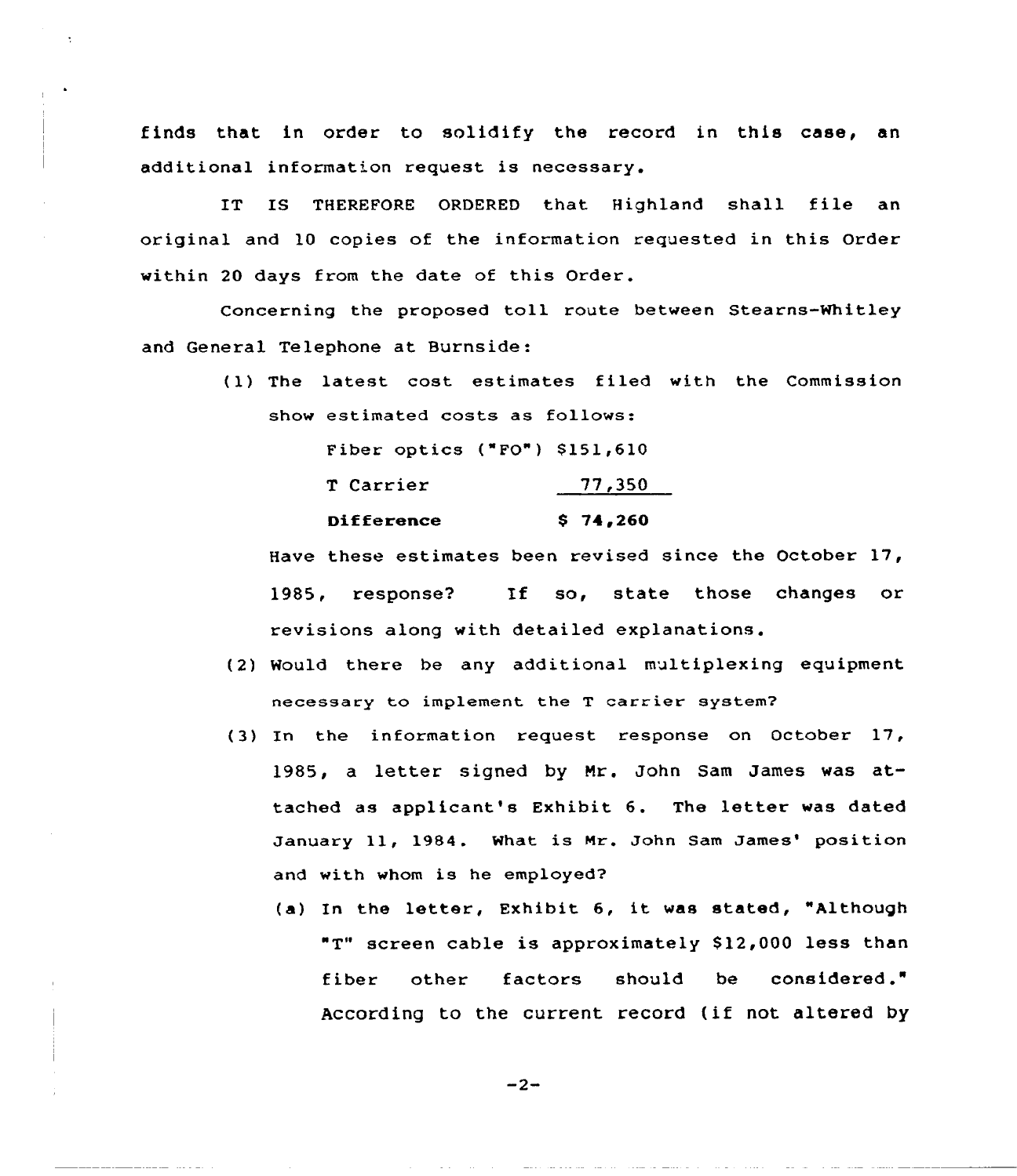finds that in order to solidify the record in this case, an additional information request is necessary.

IT IS THEREFORE ORDERED that Highland shall file an original and 10 copies of the information requested in this Order within 20 days from the date of this Order.

Concerning the proposed toll route between Stearns-Whitley and General Telephone at Burnside:

(1) The latest cost estimates filed with the Commission show estimated costs as follows:

| | |
|---|---|
| Fiber optics ("FO") | $151,610 |
| T Carrier | 77,350 |
| **Difference** | **$ 74,260** |

Have these estimates been revised since the October 17, 1985, response? If so, state those changes or revisions along with detailed explanations.

(2) Would there be any additional multiplexing equipment necessary to implement the T carrier system?

(3) In the information request response on October 17, 1985, a letter signed by Mr. John Sam James was attached as applicant's Exhibit 6. The letter was dated January 11, 1984. What is Mr. John Sam James' position and with whom is he employed?

(a) In the letter, Exhibit 6, it was stated, "Although "T" screen cable is approximately $12,000 less than fiber other factors should be considered." According to the current record (if not altered by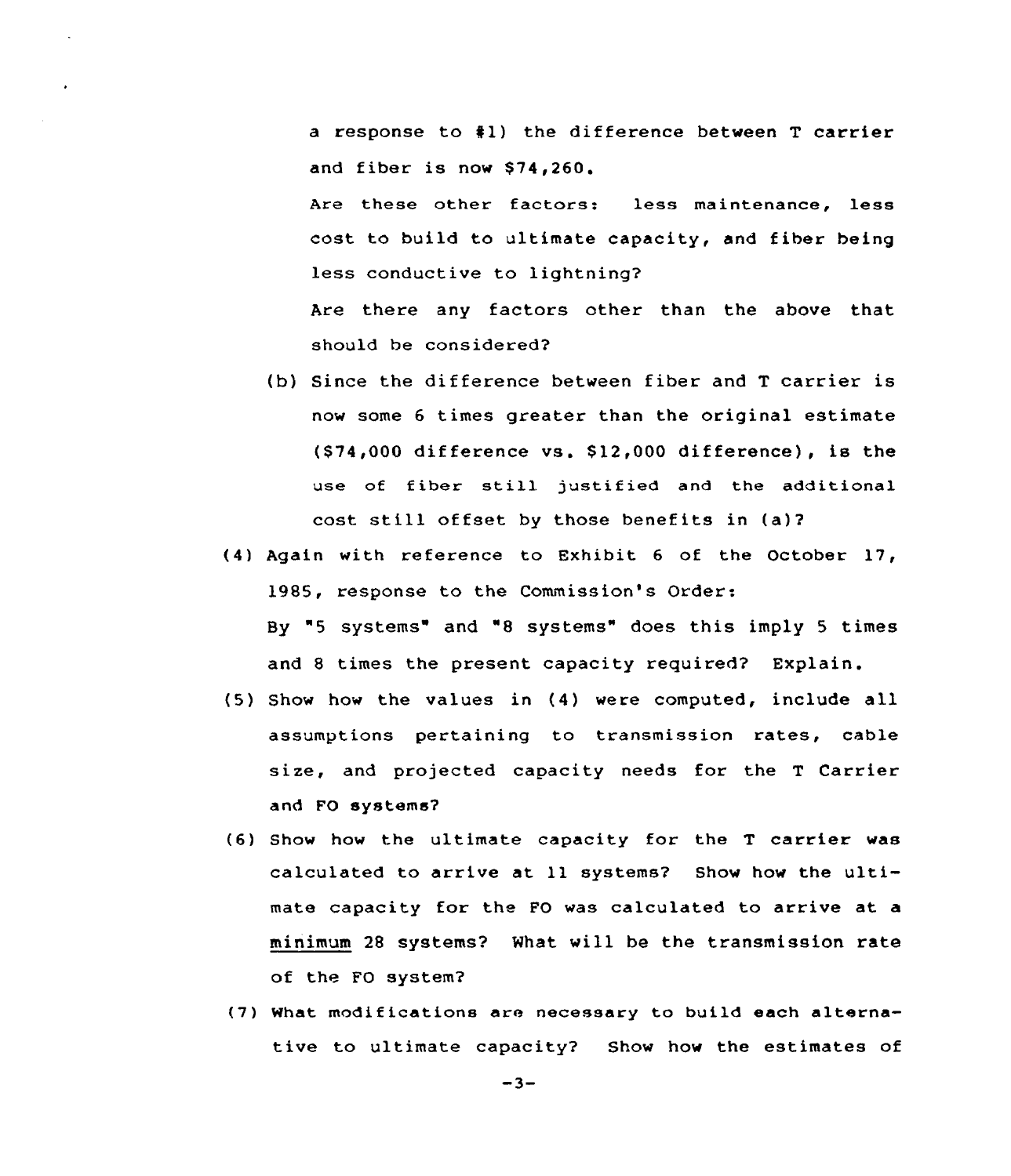a response to #1) the difference between T carrier and fiber is now $74,260.

Are these other factors: less maintenance, less cost to build to ultimate capacity, and fiber being less conductive to lightning?

Are there any factors other than the above that should be considered?

(b) Since the difference between fiber and T carrier is now some 6 times greater than the original estimate ($74,000 difference vs. $12,000 difference), is the use of fiber still justified and the additional cost still offset by those benefits in (a)?

(4) Again with reference to Exhibit 6 of the October 17, 1985, response to the Commission's Order:

By "5 systems" and "8 systems" does this imply 5 times and 8 times the present capacity required? Explain.

(5) Show how the values in (4) were computed, include all assumptions pertaining to transmission rates, cable size, and projected capacity needs for the T Carrier and FO systems?

(6) Show how the ultimate capacity for the T carrier was calculated to arrive at 11 systems? Show how the ultimate capacity for the FO was calculated to arrive at a minimum 28 systems? What will be the transmission rate of the FO system?

(7) What modifications are necessary to build each alternative to ultimate capacity? Show how the estimates of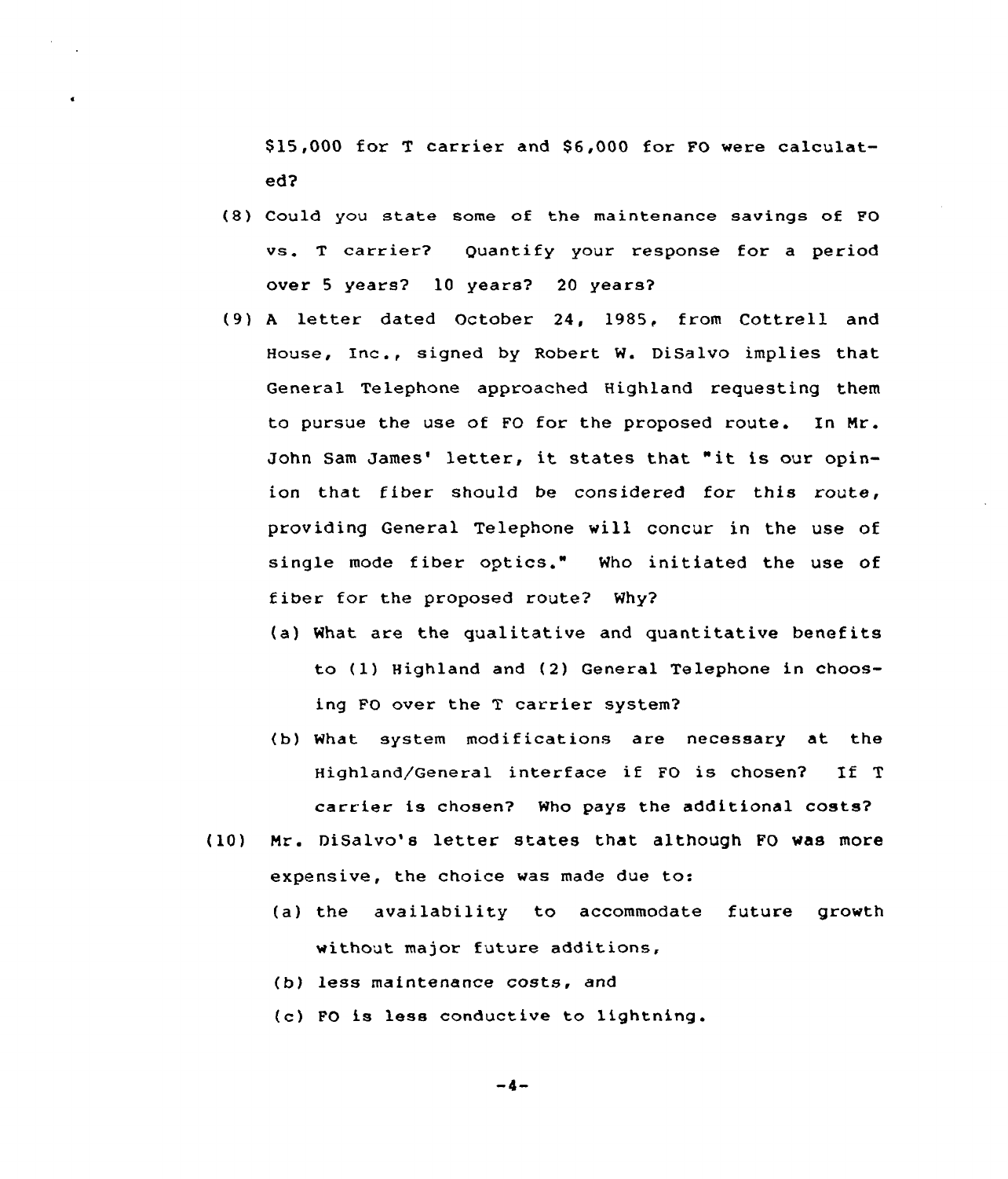$15,000 for T carrier and $6,000 for FO were calculated?

(8) Could you state some of the maintenance savings of FO vs. T carrier? Quantify your response for a period over 5 years? 10 years? 20 years?

(9) A letter dated October 24, 1985, from Cottrell and House, Inc., signed by Robert W. DiSalvo implies that General Telephone approached Highland requesting them to pursue the use of FO for the proposed route. In Mr. John Sam James' letter, it states that "it is our opinion that fiber should be considered for this route, providing General Telephone will concur in the use of single mode fiber optics." Who initiated the use of fiber for the proposed route? Why?

   (a) What are the qualitative and quantitative benefits to (1) Highland and (2) General Telephone in choosing FO over the T carrier system?

   (b) What system modifications are necessary at the Highland/General interface if FO is chosen? If T carrier is chosen? Who pays the additional costs?

(10) Mr. DiSalvo's letter states that although FO was more expensive, the choice was made due to:

   (a) the availability to accommodate future growth without major future additions,

   (b) less maintenance costs, and

   (c) FO is less conductive to lightning.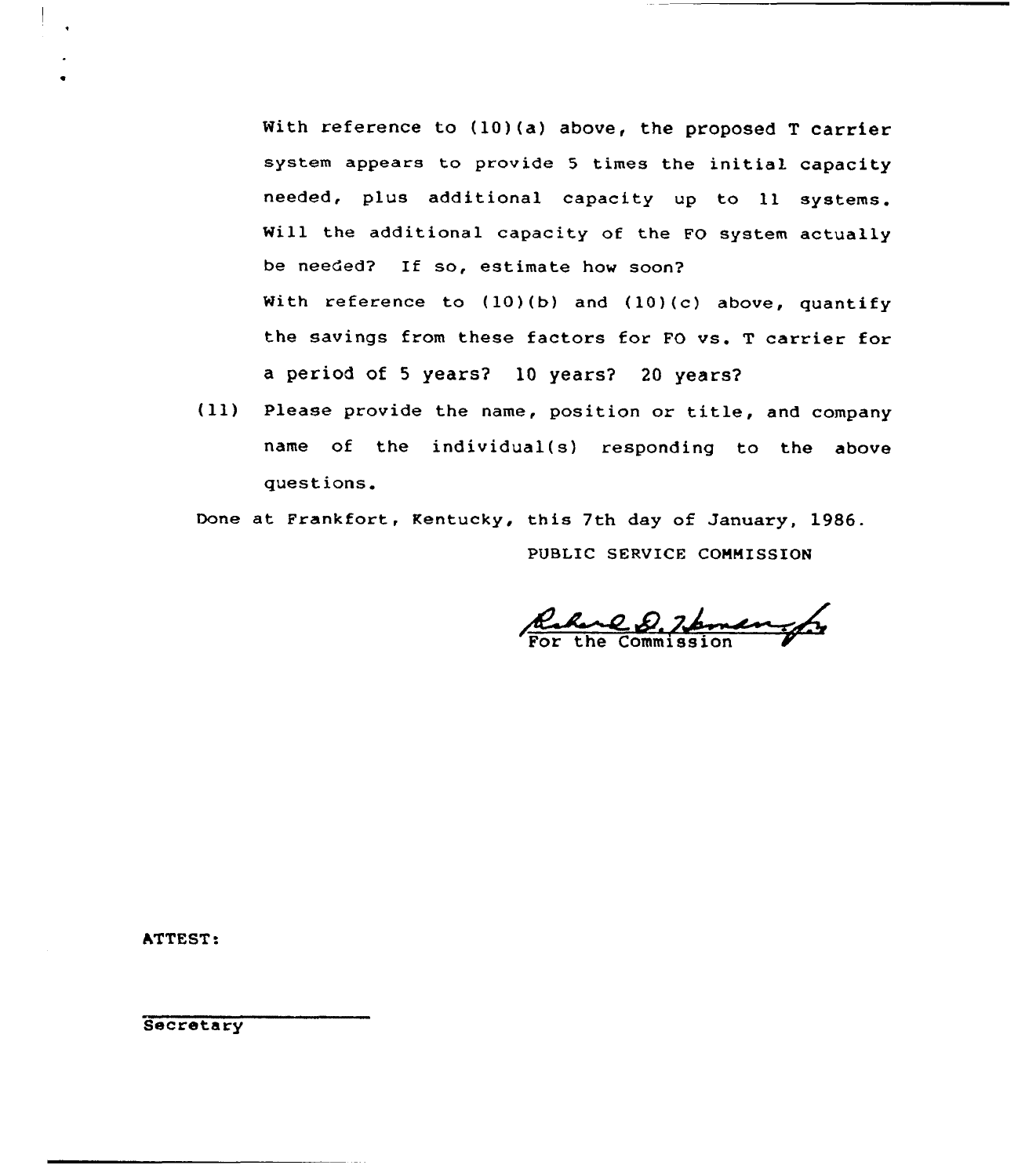With reference to (10)(a) above, the proposed T carrier system appears to provide 5 times the initial capacity needed, plus additional capacity up to 11 systems. Will the additional capacity of the FO system actually be needed? If so, estimate how soon?

With reference to (10)(b) and (10)(c) above, quantify the savings from these factors for FO vs. T carrier for a period of 5 years? 10 years? 20 years?

(11) Please provide the name, position or title, and company name of the individual(s) responding to the above questions.

Done at Frankfort, Kentucky, this 7th day of January, 1986.

PUBLIC SERVICE COMMISSION

For the Commission

ATTEST:

Secretary